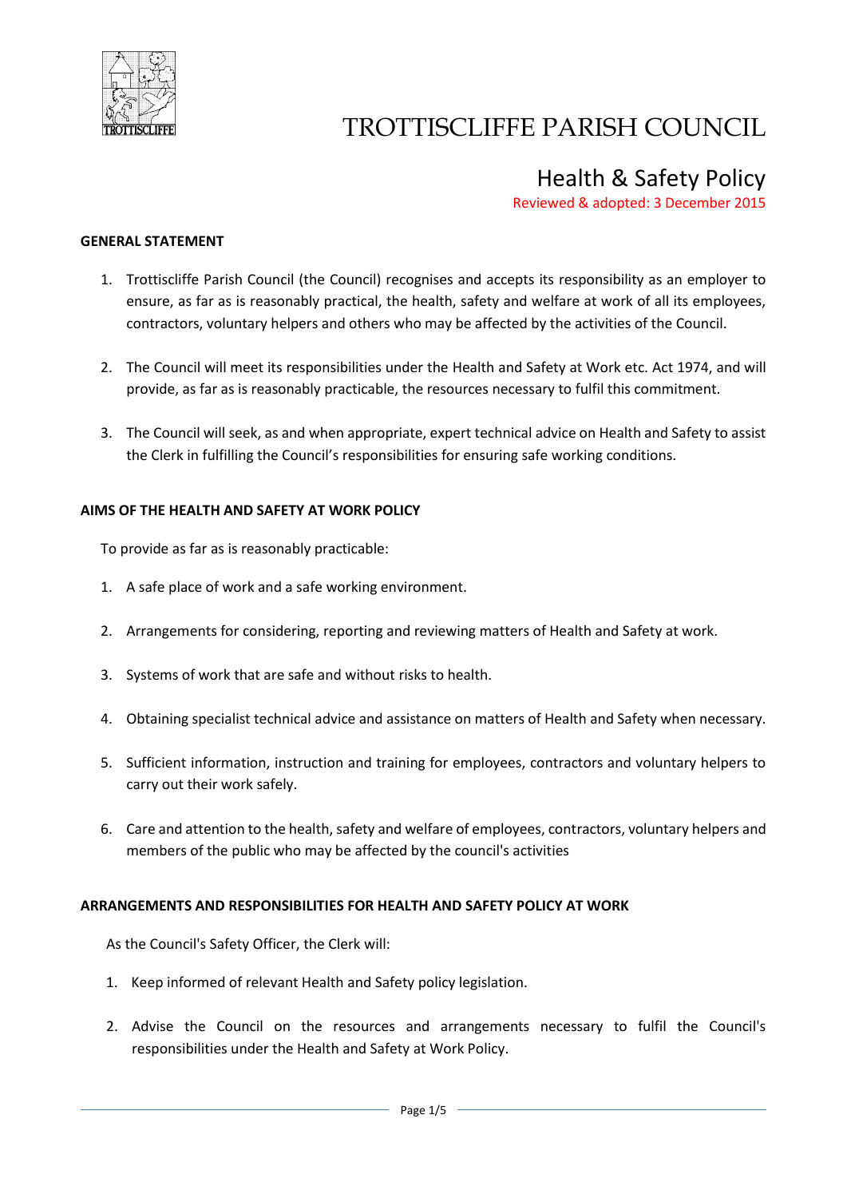# TROTTISCLIFFE PARISH COUNCIL

## Health & Safety Policy

Reviewed & adopted: 3 December 2015

### GENERAL STATEMENT

1. Trottiscliffe Parish Council (the Council) recognises and accepts its responsibility as an employer to ensure, as far as is reasonably practical, the health, safety and welfare at work of all its employees, contractors, voluntary helpers and others who may be affected by the activities of the Council.
2. The Council will meet its responsibilities under the Health and Safety at Work etc. Act 1974, and will provide, as far as is reasonably practicable, the resources necessary to fulfil this commitment.
3. The Council will seek, as and when appropriate, expert technical advice on Health and Safety to assist the Clerk in fulfilling the Council's responsibilities for ensuring safe working conditions.

### AIMS OF THE HEALTH AND SAFETY AT WORK POLICY

To provide as far as is reasonably practicable:

1. A safe place of work and a safe working environment.
2. Arrangements for considering, reporting and reviewing matters of Health and Safety at work.
3. Systems of work that are safe and without risks to health.
4. Obtaining specialist technical advice and assistance on matters of Health and Safety when necessary.
5. Sufficient information, instruction and training for employees, contractors and voluntary helpers to carry out their work safely.
6. Care and attention to the health, safety and welfare of employees, contractors, voluntary helpers and members of the public who may be affected by the council's activities

### ARRANGEMENTS AND RESPONSIBILITIES FOR HEALTH AND SAFETY POLICY AT WORK

As the Council's Safety Officer, the Clerk will:

1. Keep informed of relevant Health and Safety policy legislation.
2. Advise the Council on the resources and arrangements necessary to fulfil the Council's responsibilities under the Health and Safety at Work Policy.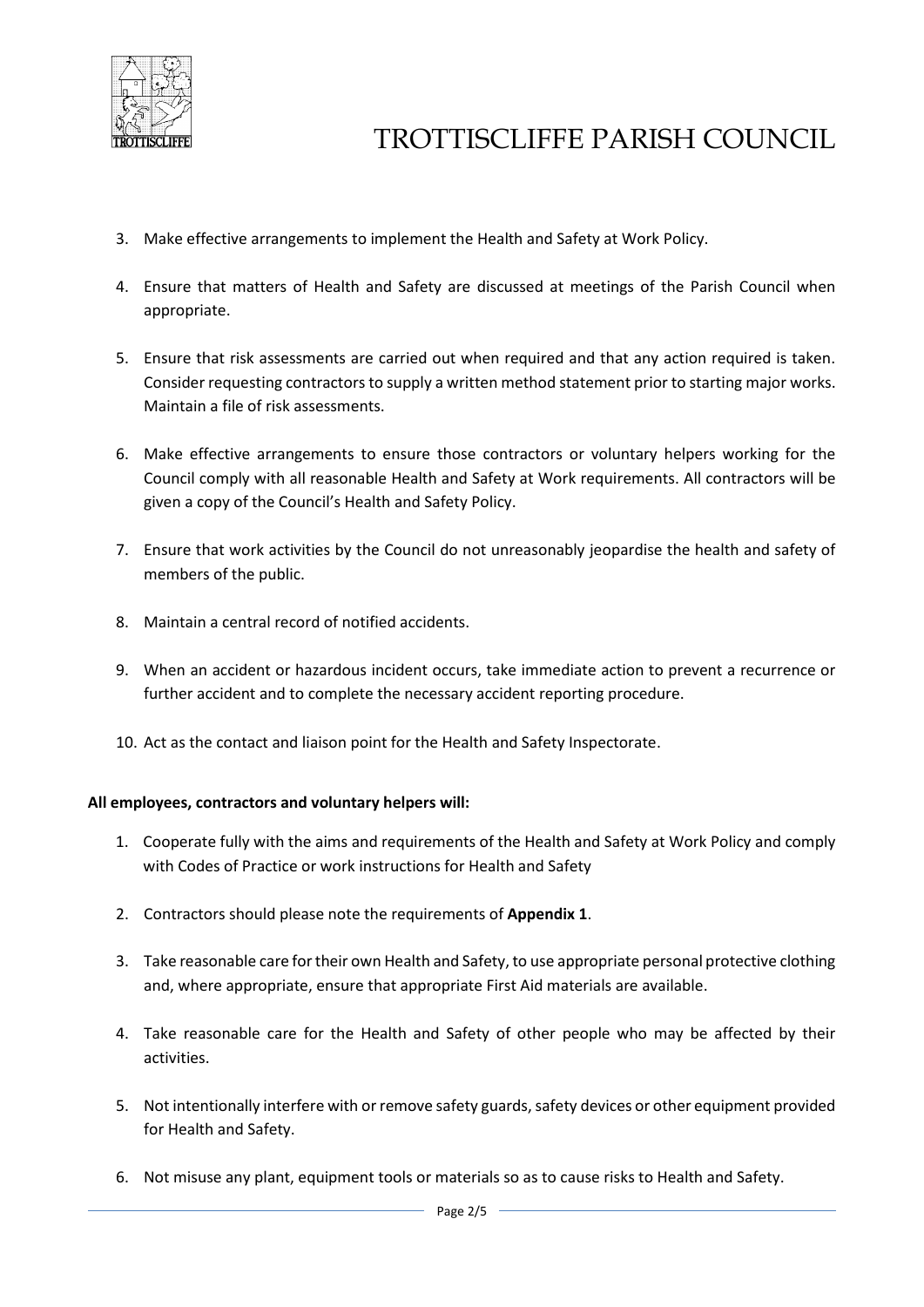3. Make effective arrangements to implement the Health and Safety at Work Policy.

4. Ensure that matters of Health and Safety are discussed at meetings of the Parish Council when appropriate.

5. Ensure that risk assessments are carried out when required and that any action required is taken. Consider requesting contractors to supply a written method statement prior to starting major works. Maintain a file of risk assessments.

6. Make effective arrangements to ensure those contractors or voluntary helpers working for the Council comply with all reasonable Health and Safety at Work requirements. All contractors will be given a copy of the Council's Health and Safety Policy.

7. Ensure that work activities by the Council do not unreasonably jeopardise the health and safety of members of the public.

8. Maintain a central record of notified accidents.

9. When an accident or hazardous incident occurs, take immediate action to prevent a recurrence or further accident and to complete the necessary accident reporting procedure.

10. Act as the contact and liaison point for the Health and Safety Inspectorate.

**All employees, contractors and voluntary helpers will:**

1. Cooperate fully with the aims and requirements of the Health and Safety at Work Policy and comply with Codes of Practice or work instructions for Health and Safety

2. Contractors should please note the requirements of **Appendix 1**.

3. Take reasonable care for their own Health and Safety, to use appropriate personal protective clothing and, where appropriate, ensure that appropriate First Aid materials are available.

4. Take reasonable care for the Health and Safety of other people who may be affected by their activities.

5. Not intentionally interfere with or remove safety guards, safety devices or other equipment provided for Health and Safety.

6. Not misuse any plant, equipment tools or materials so as to cause risks to Health and Safety.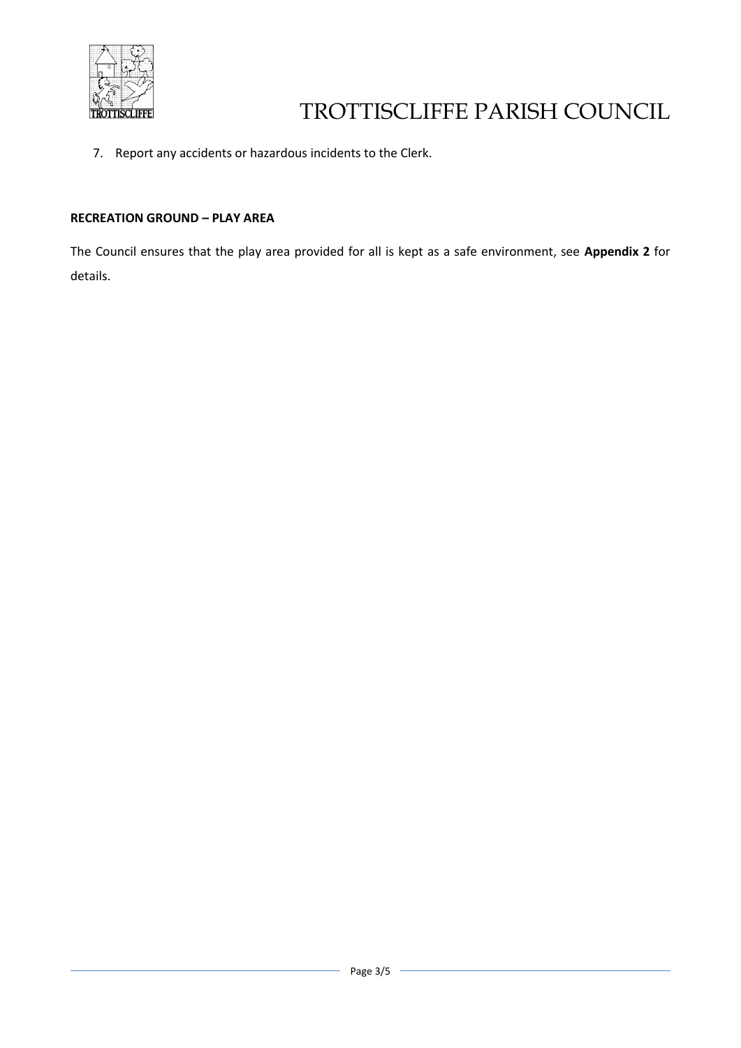7. Report any accidents or hazardous incidents to the Clerk.

**RECREATION GROUND – PLAY AREA**

The Council ensures that the play area provided for all is kept as a safe environment, see **Appendix 2** for details.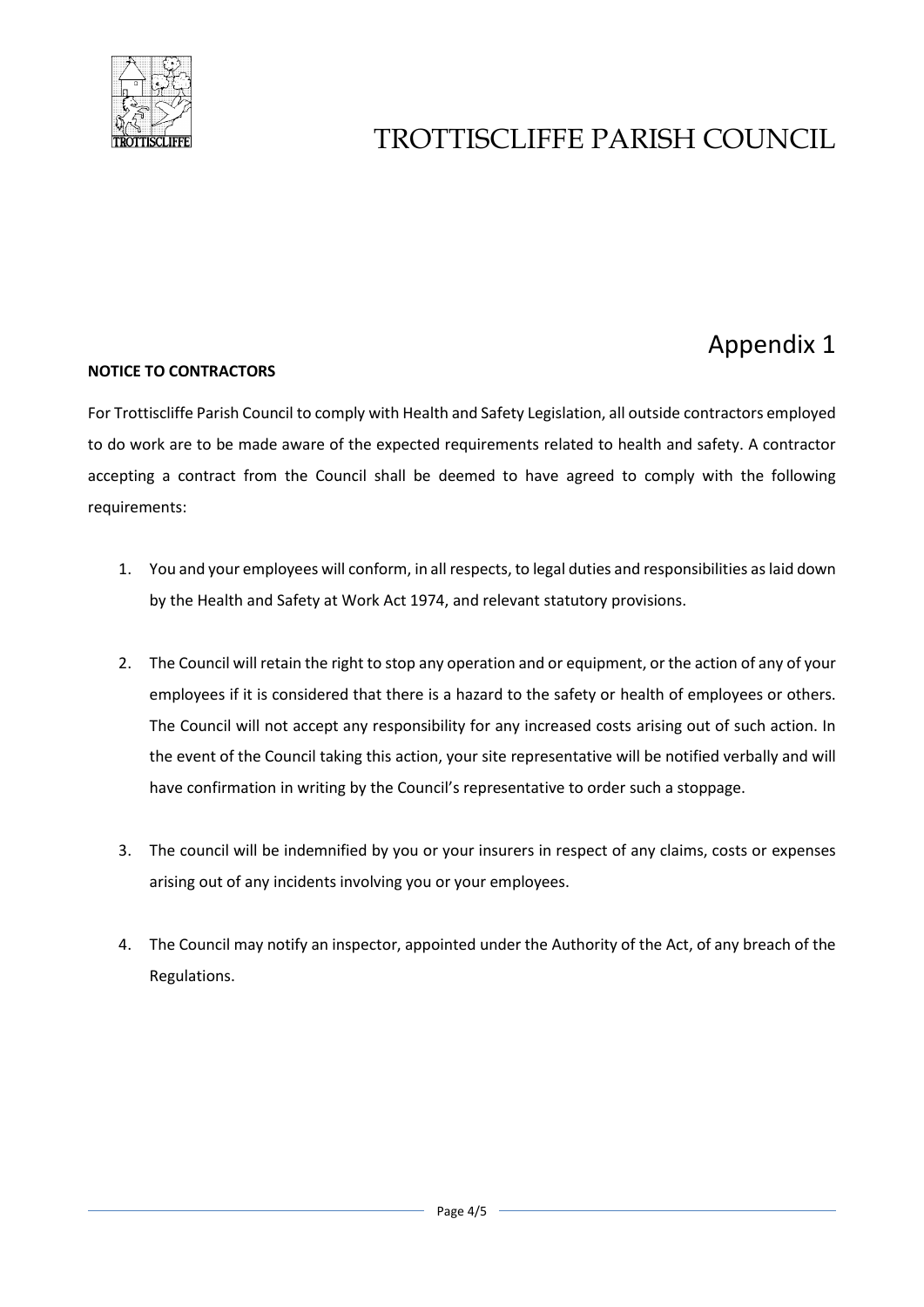# TROTTISCLIFFE PARISH COUNCIL

## Appendix 1

**NOTICE TO CONTRACTORS**

For Trottiscliffe Parish Council to comply with Health and Safety Legislation, all outside contractors employed to do work are to be made aware of the expected requirements related to health and safety. A contractor accepting a contract from the Council shall be deemed to have agreed to comply with the following requirements:

1. You and your employees will conform, in all respects, to legal duties and responsibilities as laid down by the Health and Safety at Work Act 1974, and relevant statutory provisions.

2. The Council will retain the right to stop any operation and or equipment, or the action of any of your employees if it is considered that there is a hazard to the safety or health of employees or others. The Council will not accept any responsibility for any increased costs arising out of such action. In the event of the Council taking this action, your site representative will be notified verbally and will have confirmation in writing by the Council's representative to order such a stoppage.

3. The council will be indemnified by you or your insurers in respect of any claims, costs or expenses arising out of any incidents involving you or your employees.

4. The Council may notify an inspector, appointed under the Authority of the Act, of any breach of the Regulations.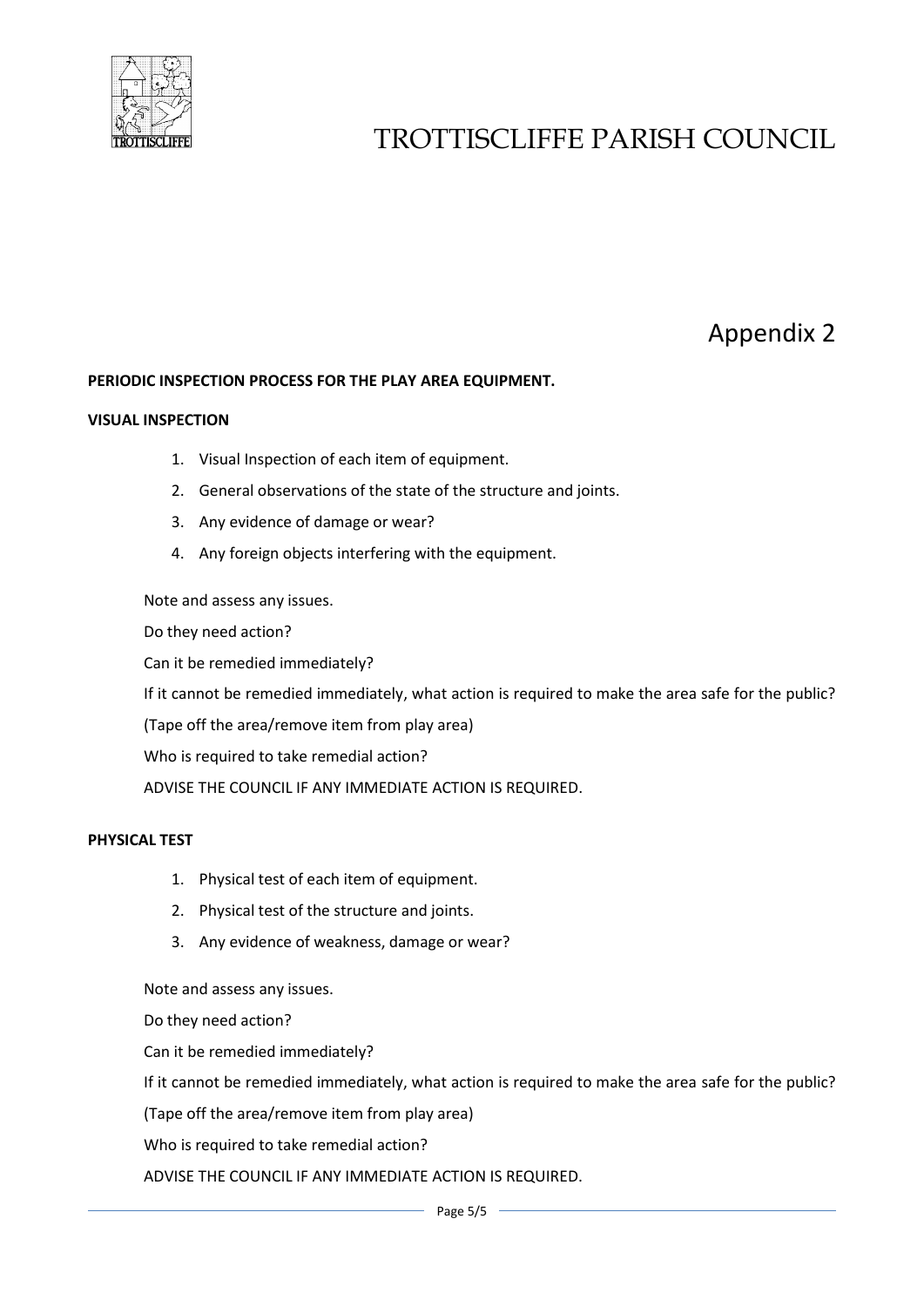# TROTTISCLIFFE PARISH COUNCIL

## Appendix 2

**PERIODIC INSPECTION PROCESS FOR THE PLAY AREA EQUIPMENT.**

**VISUAL INSPECTION**

1. Visual Inspection of each item of equipment.
2. General observations of the state of the structure and joints.
3. Any evidence of damage or wear?
4. Any foreign objects interfering with the equipment.

Note and assess any issues.

Do they need action?

Can it be remedied immediately?

If it cannot be remedied immediately, what action is required to make the area safe for the public?

(Tape off the area/remove item from play area)

Who is required to take remedial action?

ADVISE THE COUNCIL IF ANY IMMEDIATE ACTION IS REQUIRED.

**PHYSICAL TEST**

1. Physical test of each item of equipment.
2. Physical test of the structure and joints.
3. Any evidence of weakness, damage or wear?

Note and assess any issues.

Do they need action?

Can it be remedied immediately?

If it cannot be remedied immediately, what action is required to make the area safe for the public?

(Tape off the area/remove item from play area)

Who is required to take remedial action?

ADVISE THE COUNCIL IF ANY IMMEDIATE ACTION IS REQUIRED.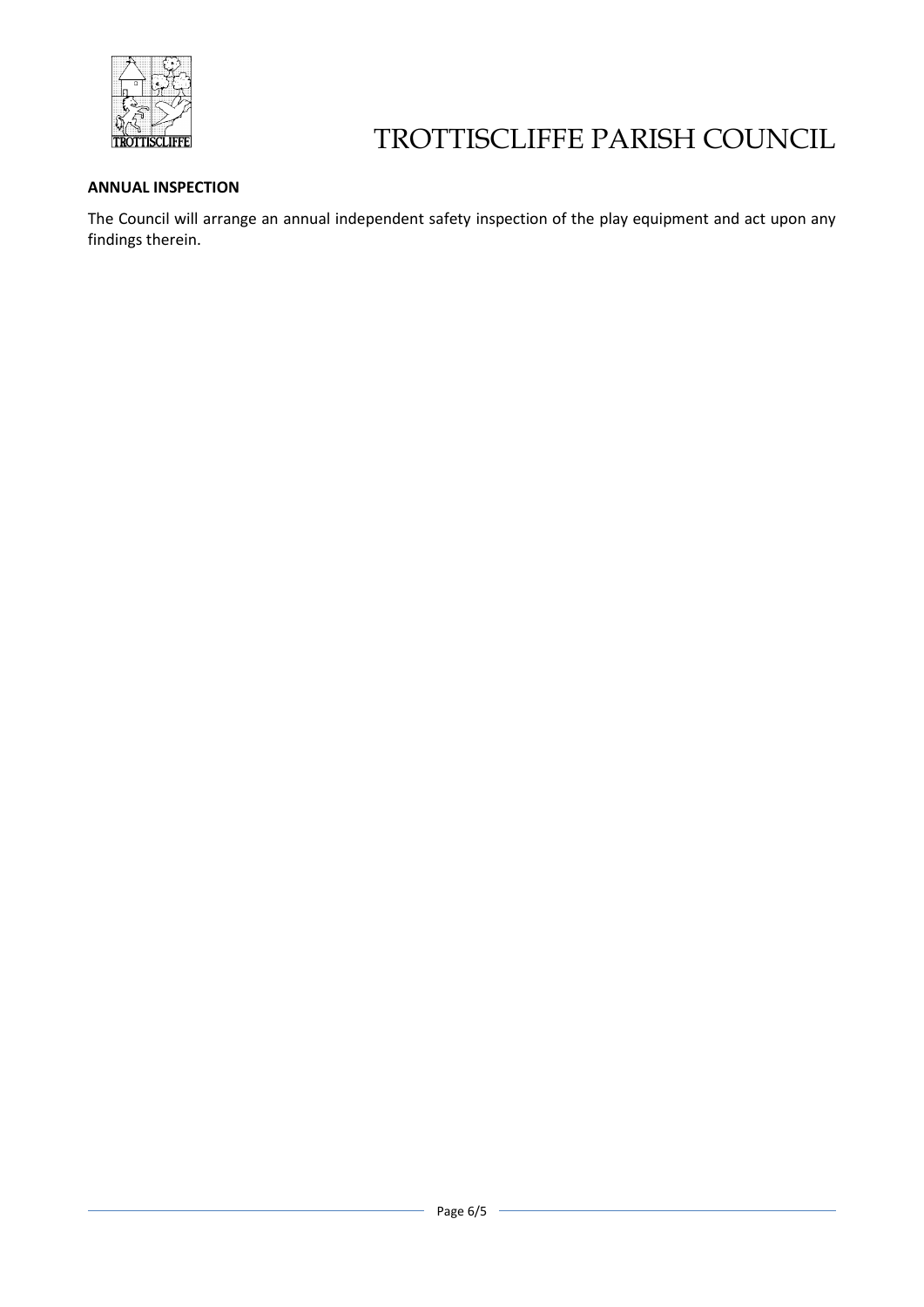**ANNUAL INSPECTION**

The Council will arrange an annual independent safety inspection of the play equipment and act upon any findings therein.